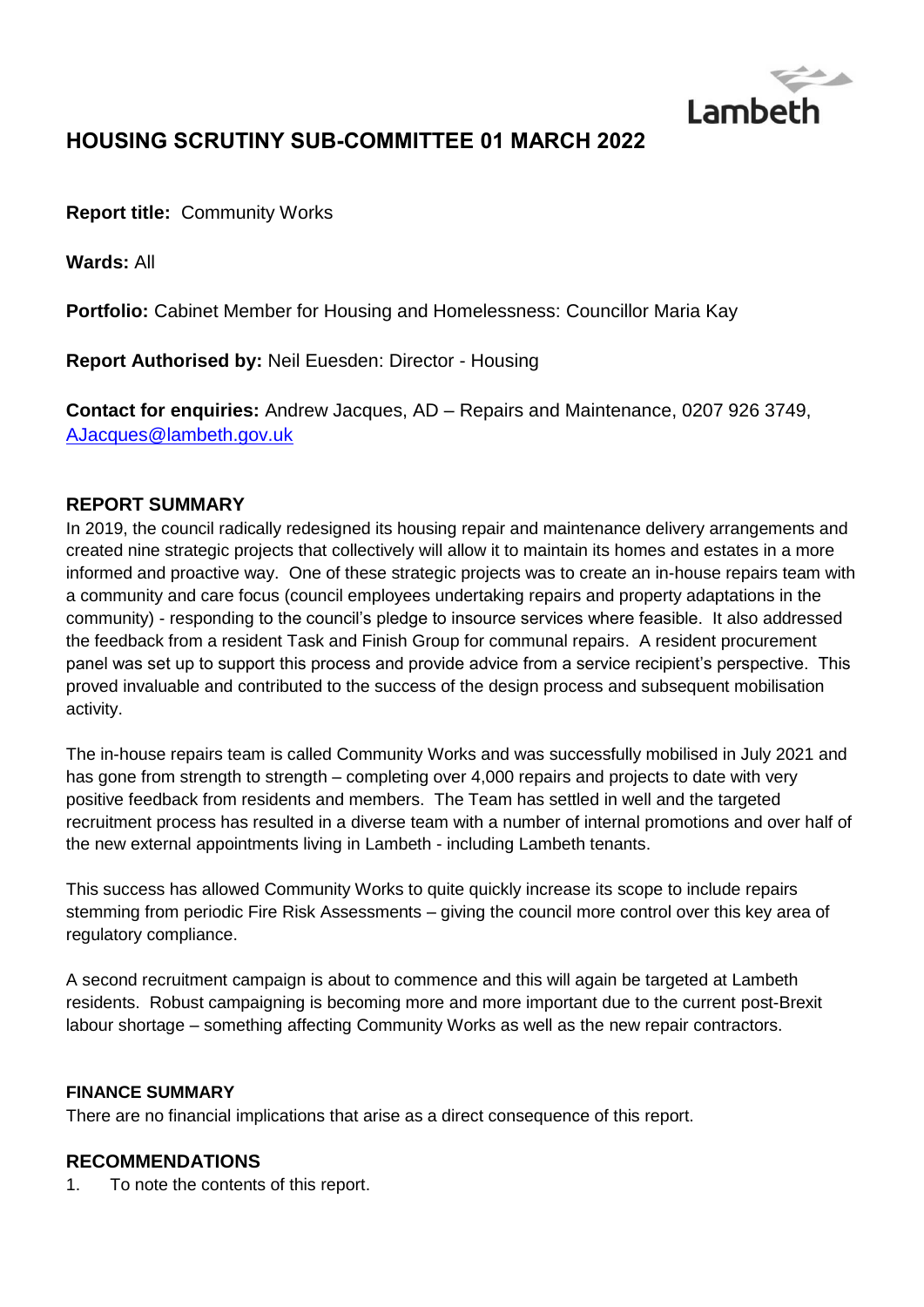Lambeth

# HOUSING SCRUTINY SUB-COMMITTEE 01 MARCH 2022

**Report title:** Community Works

**Wards:** All

**Portfolio:** Cabinet Member for Housing and Homelessness: Councillor Maria Kay

**Report Authorised by:** Neil Euesden: Director - Housing

**Contact for enquiries:** Andrew Jacques, AD – Repairs and Maintenance, 0207 926 3749, AJacques@lambeth.gov.uk

## REPORT SUMMARY

In 2019, the council radically redesigned its housing repair and maintenance delivery arrangements and created nine strategic projects that collectively will allow it to maintain its homes and estates in a more informed and proactive way. One of these strategic projects was to create an in-house repairs team with a community and care focus (council employees undertaking repairs and property adaptations in the community) - responding to the council's pledge to insource services where feasible. It also addressed the feedback from a resident Task and Finish Group for communal repairs. A resident procurement panel was set up to support this process and provide advice from a service recipient's perspective. This proved invaluable and contributed to the success of the design process and subsequent mobilisation activity.

The in-house repairs team is called Community Works and was successfully mobilised in July 2021 and has gone from strength to strength – completing over 4,000 repairs and projects to date with very positive feedback from residents and members. The Team has settled in well and the targeted recruitment process has resulted in a diverse team with a number of internal promotions and over half of the new external appointments living in Lambeth - including Lambeth tenants.

This success has allowed Community Works to quite quickly increase its scope to include repairs stemming from periodic Fire Risk Assessments – giving the council more control over this key area of regulatory compliance.

A second recruitment campaign is about to commence and this will again be targeted at Lambeth residents. Robust campaigning is becoming more and more important due to the current post-Brexit labour shortage – something affecting Community Works as well as the new repair contractors.

### FINANCE SUMMARY

There are no financial implications that arise as a direct consequence of this report.

## RECOMMENDATIONS

1. To note the contents of this report.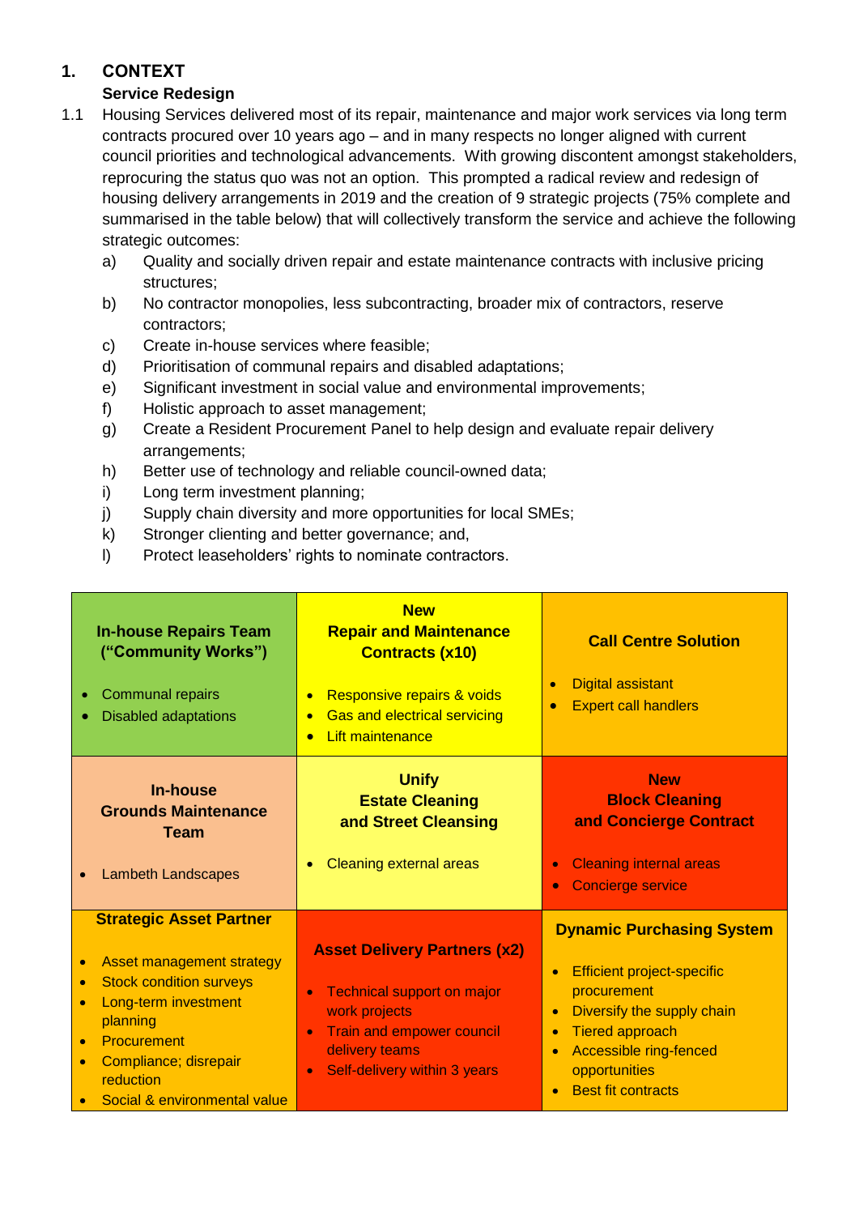## 1. CONTEXT

### Service Redesign

1.1 Housing Services delivered most of its repair, maintenance and major work services via long term contracts procured over 10 years ago – and in many respects no longer aligned with current council priorities and technological advancements. With growing discontent amongst stakeholders, reprocuring the status quo was not an option. This prompted a radical review and redesign of housing delivery arrangements in 2019 and the creation of 9 strategic projects (75% complete and summarised in the table below) that will collectively transform the service and achieve the following strategic outcomes:

a) Quality and socially driven repair and estate maintenance contracts with inclusive pricing structures;
b) No contractor monopolies, less subcontracting, broader mix of contractors, reserve contractors;
c) Create in-house services where feasible;
d) Prioritisation of communal repairs and disabled adaptations;
e) Significant investment in social value and environmental improvements;
f) Holistic approach to asset management;
g) Create a Resident Procurement Panel to help design and evaluate repair delivery arrangements;
h) Better use of technology and reliable council-owned data;
i) Long term investment planning;
j) Supply chain diversity and more opportunities for local SMEs;
k) Stronger clienting and better governance; and,
l) Protect leaseholders' rights to nominate contractors.

| | | |
|---|---|---|
| **In-house Repairs Team ("Community Works")**<br>• Communal repairs<br>• Disabled adaptations | **New Repair and Maintenance Contracts (x10)**<br>• Responsive repairs & voids<br>• Gas and electrical servicing<br>• Lift maintenance | **Call Centre Solution**<br>• Digital assistant<br>• Expert call handlers |
| **In-house Grounds Maintenance Team**<br>• Lambeth Landscapes | **Unify Estate Cleaning and Street Cleansing**<br>• Cleaning external areas | **New Block Cleaning and Concierge Contract**<br>• Cleaning internal areas<br>• Concierge service |
| **Strategic Asset Partner**<br>• Asset management strategy<br>• Stock condition surveys<br>• Long-term investment planning<br>• Procurement<br>• Compliance; disrepair reduction<br>• Social & environmental value | **Asset Delivery Partners (x2)**<br>• Technical support on major work projects<br>• Train and empower council delivery teams<br>• Self-delivery within 3 years | **Dynamic Purchasing System**<br>• Efficient project-specific procurement<br>• Diversify the supply chain<br>• Tiered approach<br>• Accessible ring-fenced opportunities<br>• Best fit contracts |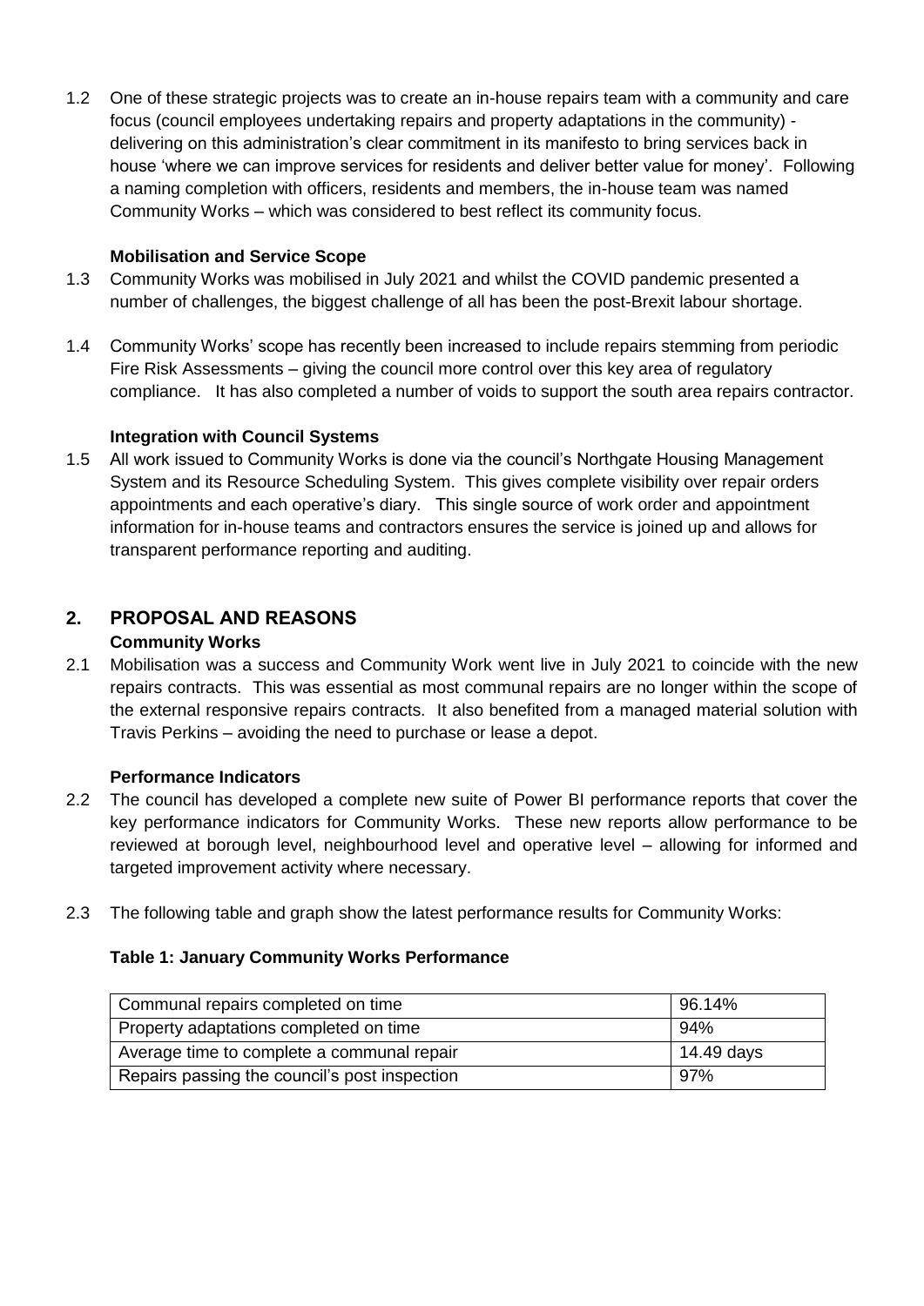1.2 One of these strategic projects was to create an in-house repairs team with a community and care focus (council employees undertaking repairs and property adaptations in the community) - delivering on this administration's clear commitment in its manifesto to bring services back in house 'where we can improve services for residents and deliver better value for money'. Following a naming completion with officers, residents and members, the in-house team was named Community Works – which was considered to best reflect its community focus.

**Mobilisation and Service Scope**

1.3 Community Works was mobilised in July 2021 and whilst the COVID pandemic presented a number of challenges, the biggest challenge of all has been the post-Brexit labour shortage.

1.4 Community Works' scope has recently been increased to include repairs stemming from periodic Fire Risk Assessments – giving the council more control over this key area of regulatory compliance. It has also completed a number of voids to support the south area repairs contractor.

**Integration with Council Systems**

1.5 All work issued to Community Works is done via the council's Northgate Housing Management System and its Resource Scheduling System. This gives complete visibility over repair orders appointments and each operative's diary. This single source of work order and appointment information for in-house teams and contractors ensures the service is joined up and allows for transparent performance reporting and auditing.

## 2. PROPOSAL AND REASONS

**Community Works**

2.1 Mobilisation was a success and Community Work went live in July 2021 to coincide with the new repairs contracts. This was essential as most communal repairs are no longer within the scope of the external responsive repairs contracts. It also benefited from a managed material solution with Travis Perkins – avoiding the need to purchase or lease a depot.

**Performance Indicators**

2.2 The council has developed a complete new suite of Power BI performance reports that cover the key performance indicators for Community Works. These new reports allow performance to be reviewed at borough level, neighbourhood level and operative level – allowing for informed and targeted improvement activity where necessary.

2.3 The following table and graph show the latest performance results for Community Works:

**Table 1: January Community Works Performance**

| | |
|---|---|
| Communal repairs completed on time | 96.14% |
| Property adaptations completed on time | 94% |
| Average time to complete a communal repair | 14.49 days |
| Repairs passing the council's post inspection | 97% |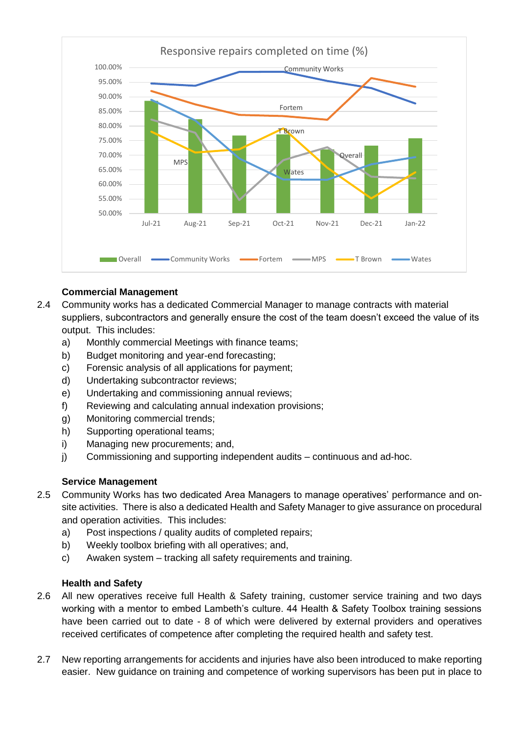**Commercial Management**

2.4 Community works has a dedicated Commercial Manager to manage contracts with material suppliers, subcontractors and generally ensure the cost of the team doesn't exceed the value of its output. This includes:

a) Monthly commercial Meetings with finance teams;
b) Budget monitoring and year-end forecasting;
c) Forensic analysis of all applications for payment;
d) Undertaking subcontractor reviews;
e) Undertaking and commissioning annual reviews;
f) Reviewing and calculating annual indexation provisions;
g) Monitoring commercial trends;
h) Supporting operational teams;
i) Managing new procurements; and,
j) Commissioning and supporting independent audits – continuous and ad-hoc.

**Service Management**

2.5 Community Works has two dedicated Area Managers to manage operatives' performance and on-site activities. There is also a dedicated Health and Safety Manager to give assurance on procedural and operation activities. This includes:

a) Post inspections / quality audits of completed repairs;
b) Weekly toolbox briefing with all operatives; and,
c) Awaken system – tracking all safety requirements and training.

**Health and Safety**

2.6 All new operatives receive full Health & Safety training, customer service training and two days working with a mentor to embed Lambeth's culture. 44 Health & Safety Toolbox training sessions have been carried out to date - 8 of which were delivered by external providers and operatives received certificates of competence after completing the required health and safety test.

2.7 New reporting arrangements for accidents and injuries have also been introduced to make reporting easier. New guidance on training and competence of working supervisors has been put in place to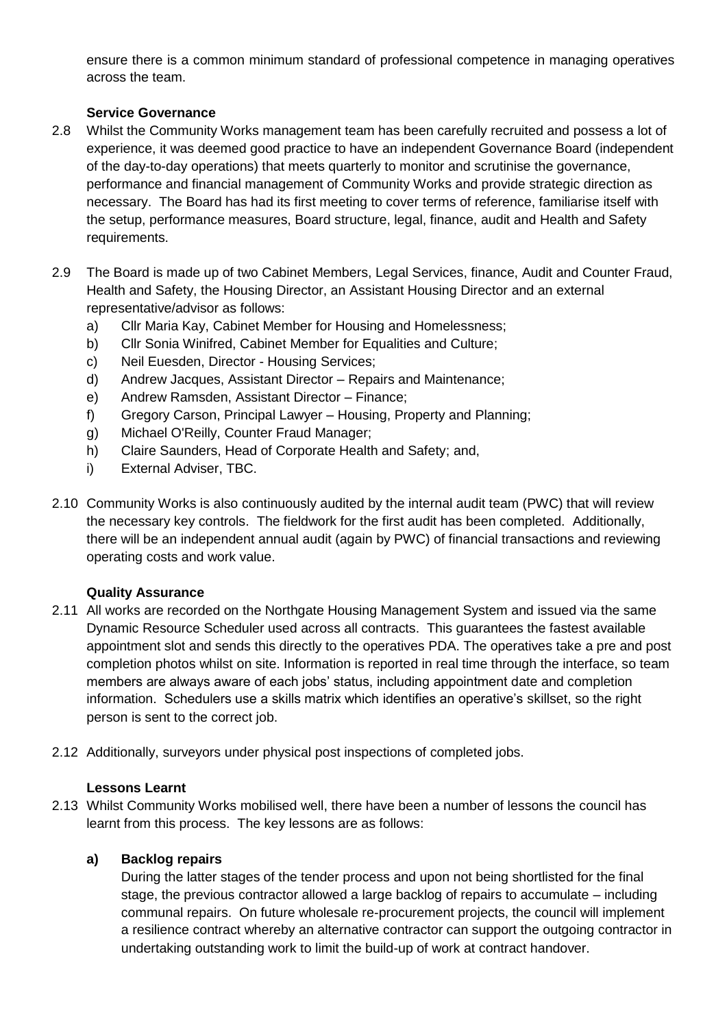ensure there is a common minimum standard of professional competence in managing operatives across the team.

**Service Governance**

2.8 Whilst the Community Works management team has been carefully recruited and possess a lot of experience, it was deemed good practice to have an independent Governance Board (independent of the day-to-day operations) that meets quarterly to monitor and scrutinise the governance, performance and financial management of Community Works and provide strategic direction as necessary. The Board has had its first meeting to cover terms of reference, familiarise itself with the setup, performance measures, Board structure, legal, finance, audit and Health and Safety requirements.

2.9 The Board is made up of two Cabinet Members, Legal Services, finance, Audit and Counter Fraud, Health and Safety, the Housing Director, an Assistant Housing Director and an external representative/advisor as follows:

a) Cllr Maria Kay, Cabinet Member for Housing and Homelessness;
b) Cllr Sonia Winifred, Cabinet Member for Equalities and Culture;
c) Neil Euesden, Director - Housing Services;
d) Andrew Jacques, Assistant Director – Repairs and Maintenance;
e) Andrew Ramsden, Assistant Director – Finance;
f) Gregory Carson, Principal Lawyer – Housing, Property and Planning;
g) Michael O'Reilly, Counter Fraud Manager;
h) Claire Saunders, Head of Corporate Health and Safety; and,
i) External Adviser, TBC.

2.10 Community Works is also continuously audited by the internal audit team (PWC) that will review the necessary key controls. The fieldwork for the first audit has been completed. Additionally, there will be an independent annual audit (again by PWC) of financial transactions and reviewing operating costs and work value.

**Quality Assurance**

2.11 All works are recorded on the Northgate Housing Management System and issued via the same Dynamic Resource Scheduler used across all contracts. This guarantees the fastest available appointment slot and sends this directly to the operatives PDA. The operatives take a pre and post completion photos whilst on site. Information is reported in real time through the interface, so team members are always aware of each jobs' status, including appointment date and completion information. Schedulers use a skills matrix which identifies an operative's skillset, so the right person is sent to the correct job.

2.12 Additionally, surveyors under physical post inspections of completed jobs.

**Lessons Learnt**

2.13 Whilst Community Works mobilised well, there have been a number of lessons the council has learnt from this process. The key lessons are as follows:

**a) Backlog repairs**

During the latter stages of the tender process and upon not being shortlisted for the final stage, the previous contractor allowed a large backlog of repairs to accumulate – including communal repairs. On future wholesale re-procurement projects, the council will implement a resilience contract whereby an alternative contractor can support the outgoing contractor in undertaking outstanding work to limit the build-up of work at contract handover.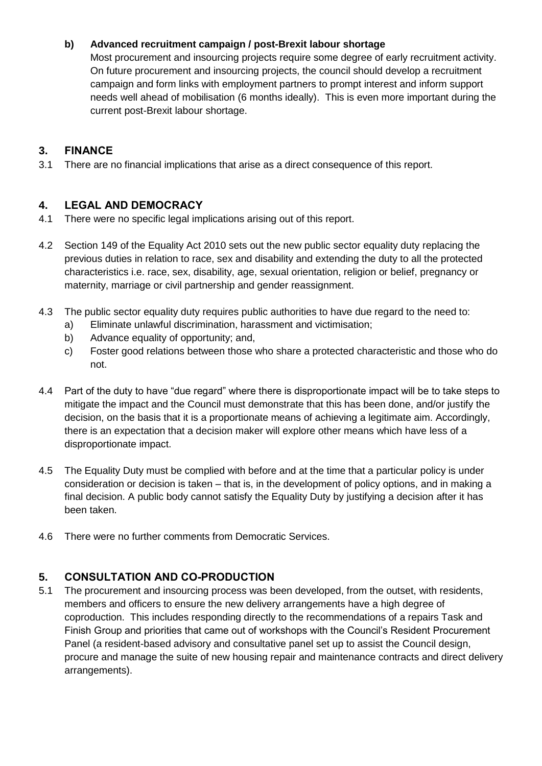**b) Advanced recruitment campaign / post-Brexit labour shortage**

Most procurement and insourcing projects require some degree of early recruitment activity. On future procurement and insourcing projects, the council should develop a recruitment campaign and form links with employment partners to prompt interest and inform support needs well ahead of mobilisation (6 months ideally). This is even more important during the current post-Brexit labour shortage.

## 3. FINANCE

3.1 There are no financial implications that arise as a direct consequence of this report.

## 4. LEGAL AND DEMOCRACY

4.1 There were no specific legal implications arising out of this report.

4.2 Section 149 of the Equality Act 2010 sets out the new public sector equality duty replacing the previous duties in relation to race, sex and disability and extending the duty to all the protected characteristics i.e. race, sex, disability, age, sexual orientation, religion or belief, pregnancy or maternity, marriage or civil partnership and gender reassignment.

4.3 The public sector equality duty requires public authorities to have due regard to the need to:

a) Eliminate unlawful discrimination, harassment and victimisation;
b) Advance equality of opportunity; and,
c) Foster good relations between those who share a protected characteristic and those who do not.

4.4 Part of the duty to have "due regard" where there is disproportionate impact will be to take steps to mitigate the impact and the Council must demonstrate that this has been done, and/or justify the decision, on the basis that it is a proportionate means of achieving a legitimate aim. Accordingly, there is an expectation that a decision maker will explore other means which have less of a disproportionate impact.

4.5 The Equality Duty must be complied with before and at the time that a particular policy is under consideration or decision is taken – that is, in the development of policy options, and in making a final decision. A public body cannot satisfy the Equality Duty by justifying a decision after it has been taken.

4.6 There were no further comments from Democratic Services.

## 5. CONSULTATION AND CO-PRODUCTION

5.1 The procurement and insourcing process was been developed, from the outset, with residents, members and officers to ensure the new delivery arrangements have a high degree of coproduction. This includes responding directly to the recommendations of a repairs Task and Finish Group and priorities that came out of workshops with the Council's Resident Procurement Panel (a resident-based advisory and consultative panel set up to assist the Council design, procure and manage the suite of new housing repair and maintenance contracts and direct delivery arrangements).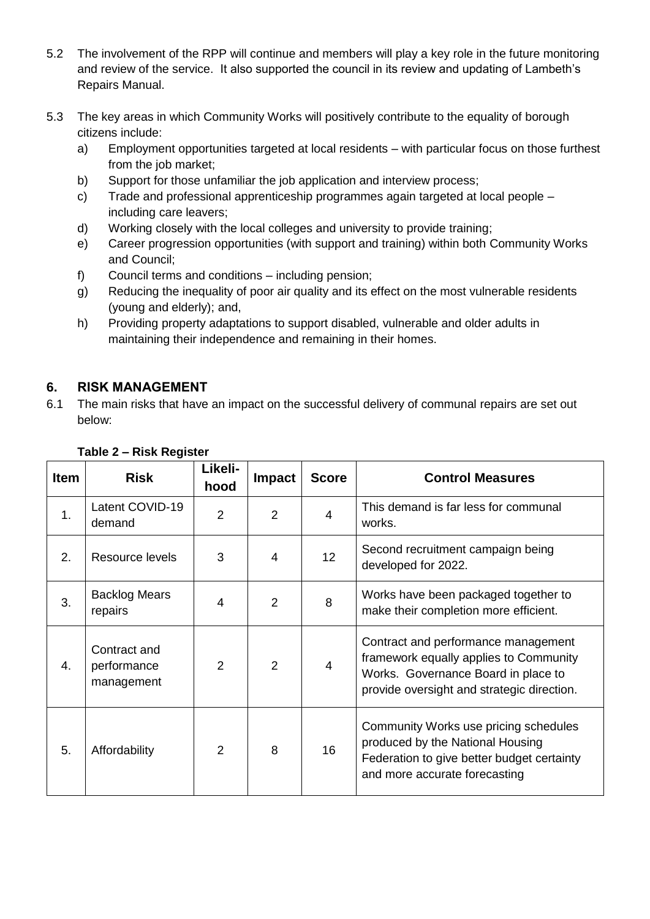5.2 The involvement of the RPP will continue and members will play a key role in the future monitoring and review of the service. It also supported the council in its review and updating of Lambeth's Repairs Manual.

5.3 The key areas in which Community Works will positively contribute to the equality of borough citizens include:

a) Employment opportunities targeted at local residents – with particular focus on those furthest from the job market;
b) Support for those unfamiliar the job application and interview process;
c) Trade and professional apprenticeship programmes again targeted at local people – including care leavers;
d) Working closely with the local colleges and university to provide training;
e) Career progression opportunities (with support and training) within both Community Works and Council;
f) Council terms and conditions – including pension;
g) Reducing the inequality of poor air quality and its effect on the most vulnerable residents (young and elderly); and,
h) Providing property adaptations to support disabled, vulnerable and older adults in maintaining their independence and remaining in their homes.

## 6. RISK MANAGEMENT

6.1 The main risks that have an impact on the successful delivery of communal repairs are set out below:

**Table 2 – Risk Register**

| Item | Risk | Likeli-hood | Impact | Score | Control Measures |
|---|---|---|---|---|---|
| 1. | Latent COVID-19 demand | 2 | 2 | 4 | This demand is far less for communal works. |
| 2. | Resource levels | 3 | 4 | 12 | Second recruitment campaign being developed for 2022. |
| 3. | Backlog Mears repairs | 4 | 2 | 8 | Works have been packaged together to make their completion more efficient. |
| 4. | Contract and performance management | 2 | 2 | 4 | Contract and performance management framework equally applies to Community Works. Governance Board in place to provide oversight and strategic direction. |
| 5. | Affordability | 2 | 8 | 16 | Community Works use pricing schedules produced by the National Housing Federation to give better budget certainty and more accurate forecasting |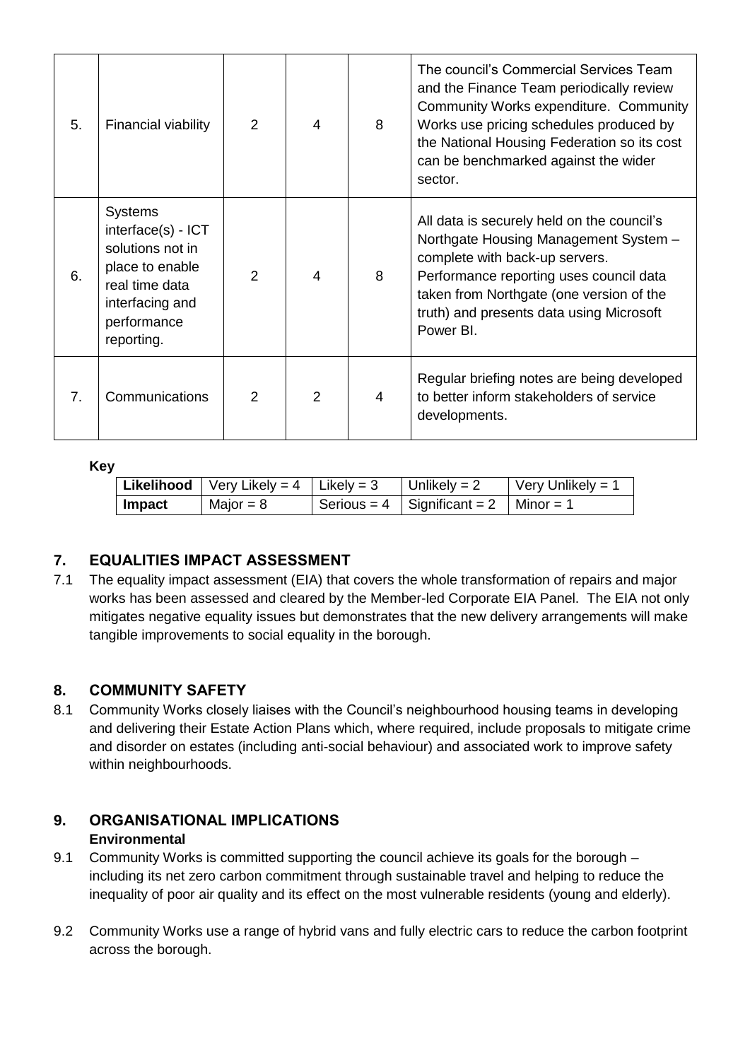| 5. | Financial viability | 2 | 4 | 8 | The council's Commercial Services Team and the Finance Team periodically review Community Works expenditure. Community Works use pricing schedules produced by the National Housing Federation so its cost can be benchmarked against the wider sector. |
|---|---|---|---|---|---|
| 6. | Systems interface(s) - ICT solutions not in place to enable real time data interfacing and performance reporting. | 2 | 4 | 8 | All data is securely held on the council's Northgate Housing Management System – complete with back-up servers. Performance reporting uses council data taken from Northgate (one version of the truth) and presents data using Microsoft Power BI. |
| 7. | Communications | 2 | 2 | 4 | Regular briefing notes are being developed to better inform stakeholders of service developments. |

**Key**

| **Likelihood** | Very Likely = 4 | Likely = 3 | Unlikely = 2 | Very Unlikely = 1 |
|---|---|---|---|---|
| **Impact** | Major = 8 | Serious = 4 | Significant = 2 | Minor = 1 |

## 7. EQUALITIES IMPACT ASSESSMENT

7.1 The equality impact assessment (EIA) that covers the whole transformation of repairs and major works has been assessed and cleared by the Member-led Corporate EIA Panel. The EIA not only mitigates negative equality issues but demonstrates that the new delivery arrangements will make tangible improvements to social equality in the borough.

## 8. COMMUNITY SAFETY

8.1 Community Works closely liaises with the Council's neighbourhood housing teams in developing and delivering their Estate Action Plans which, where required, include proposals to mitigate crime and disorder on estates (including anti-social behaviour) and associated work to improve safety within neighbourhoods.

## 9. ORGANISATIONAL IMPLICATIONS

**Environmental**

9.1 Community Works is committed supporting the council achieve its goals for the borough – including its net zero carbon commitment through sustainable travel and helping to reduce the inequality of poor air quality and its effect on the most vulnerable residents (young and elderly).

9.2 Community Works use a range of hybrid vans and fully electric cars to reduce the carbon footprint across the borough.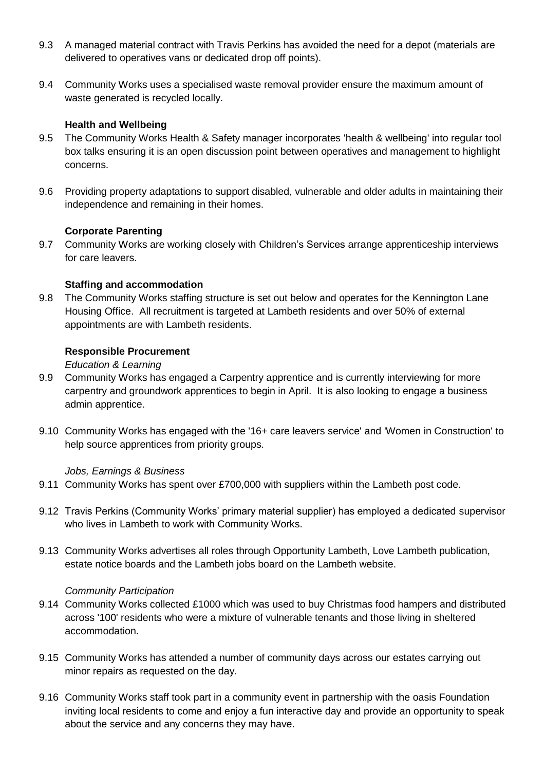9.3 A managed material contract with Travis Perkins has avoided the need for a depot (materials are delivered to operatives vans or dedicated drop off points).

9.4 Community Works uses a specialised waste removal provider ensure the maximum amount of waste generated is recycled locally.

**Health and Wellbeing**

9.5 The Community Works Health & Safety manager incorporates 'health & wellbeing' into regular tool box talks ensuring it is an open discussion point between operatives and management to highlight concerns.

9.6 Providing property adaptations to support disabled, vulnerable and older adults in maintaining their independence and remaining in their homes.

**Corporate Parenting**

9.7 Community Works are working closely with Children's Services arrange apprenticeship interviews for care leavers.

**Staffing and accommodation**

9.8 The Community Works staffing structure is set out below and operates for the Kennington Lane Housing Office. All recruitment is targeted at Lambeth residents and over 50% of external appointments are with Lambeth residents.

**Responsible Procurement**

*Education & Learning*

9.9 Community Works has engaged a Carpentry apprentice and is currently interviewing for more carpentry and groundwork apprentices to begin in April. It is also looking to engage a business admin apprentice.

9.10 Community Works has engaged with the '16+ care leavers service' and 'Women in Construction' to help source apprentices from priority groups.

*Jobs, Earnings & Business*

9.11 Community Works has spent over £700,000 with suppliers within the Lambeth post code.

9.12 Travis Perkins (Community Works' primary material supplier) has employed a dedicated supervisor who lives in Lambeth to work with Community Works.

9.13 Community Works advertises all roles through Opportunity Lambeth, Love Lambeth publication, estate notice boards and the Lambeth jobs board on the Lambeth website.

*Community Participation*

9.14 Community Works collected £1000 which was used to buy Christmas food hampers and distributed across '100' residents who were a mixture of vulnerable tenants and those living in sheltered accommodation.

9.15 Community Works has attended a number of community days across our estates carrying out minor repairs as requested on the day.

9.16 Community Works staff took part in a community event in partnership with the oasis Foundation inviting local residents to come and enjoy a fun interactive day and provide an opportunity to speak about the service and any concerns they may have.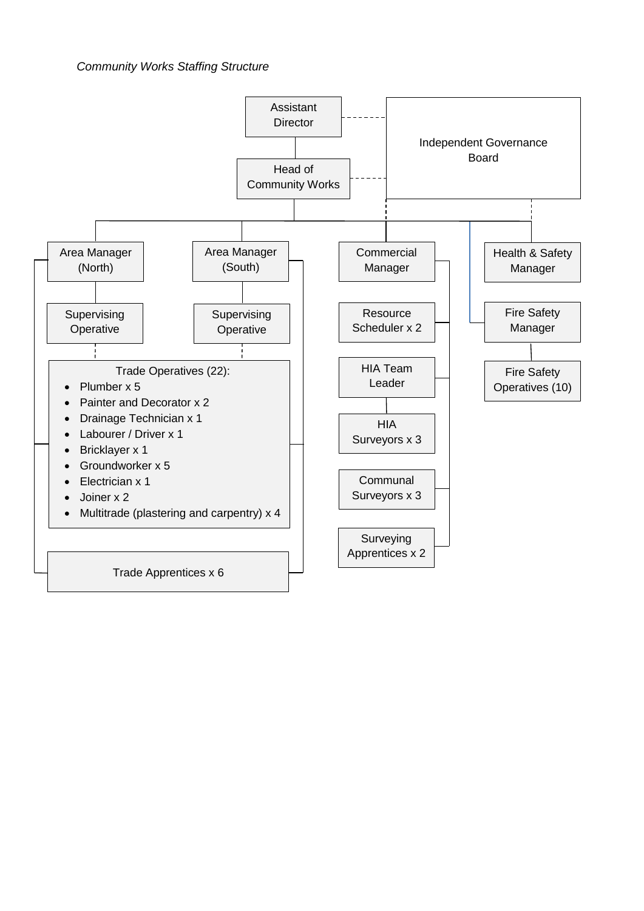*Community Works Staffing Structure*

- Assistant Director
  - Head of Community Works
    - Area Manager (North)
      - Supervising Operative
    - Area Manager (South)
      - Supervising Operative
    - Commercial Manager
      - Resource Scheduler x 2
      - HIA Team Leader
        - HIA Surveyors x 3
      - Communal Surveyors x 3
      - Surveying Apprentices x 2
    - Health & Safety Manager
    - Fire Safety Manager
      - Fire Safety Operatives (10)

Independent Governance Board

Trade Operatives (22):

- Plumber x 5
- Painter and Decorator x 2
- Drainage Technician x 1
- Labourer / Driver x 1
- Bricklayer x 1
- Groundworker x 5
- Electrician x 1
- Joiner x 2
- Multitrade (plastering and carpentry) x 4

Trade Apprentices x 6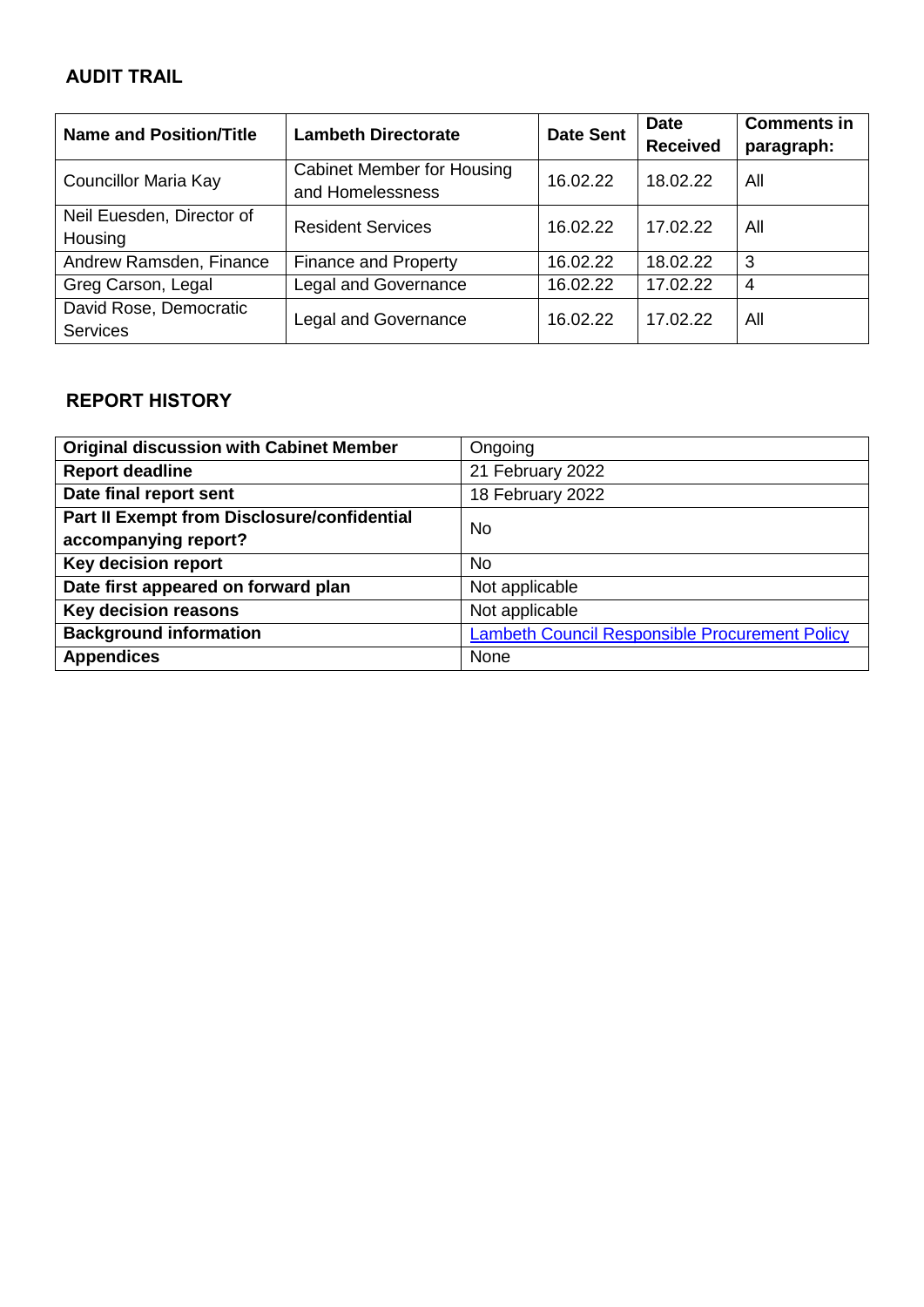## AUDIT TRAIL

| Name and Position/Title | Lambeth Directorate | Date Sent | Date Received | Comments in paragraph: |
|---|---|---|---|---|
| Councillor Maria Kay | Cabinet Member for Housing and Homelessness | 16.02.22 | 18.02.22 | All |
| Neil Euesden, Director of Housing | Resident Services | 16.02.22 | 17.02.22 | All |
| Andrew Ramsden, Finance | Finance and Property | 16.02.22 | 18.02.22 | 3 |
| Greg Carson, Legal | Legal and Governance | 16.02.22 | 17.02.22 | 4 |
| David Rose, Democratic Services | Legal and Governance | 16.02.22 | 17.02.22 | All |

## REPORT HISTORY

| | |
|---|---|
| **Original discussion with Cabinet Member** | Ongoing |
| **Report deadline** | 21 February 2022 |
| **Date final report sent** | 18 February 2022 |
| **Part II Exempt from Disclosure/confidential accompanying report?** | No |
| **Key decision report** | No |
| **Date first appeared on forward plan** | Not applicable |
| **Key decision reasons** | Not applicable |
| **Background information** | Lambeth Council Responsible Procurement Policy |
| **Appendices** | None |